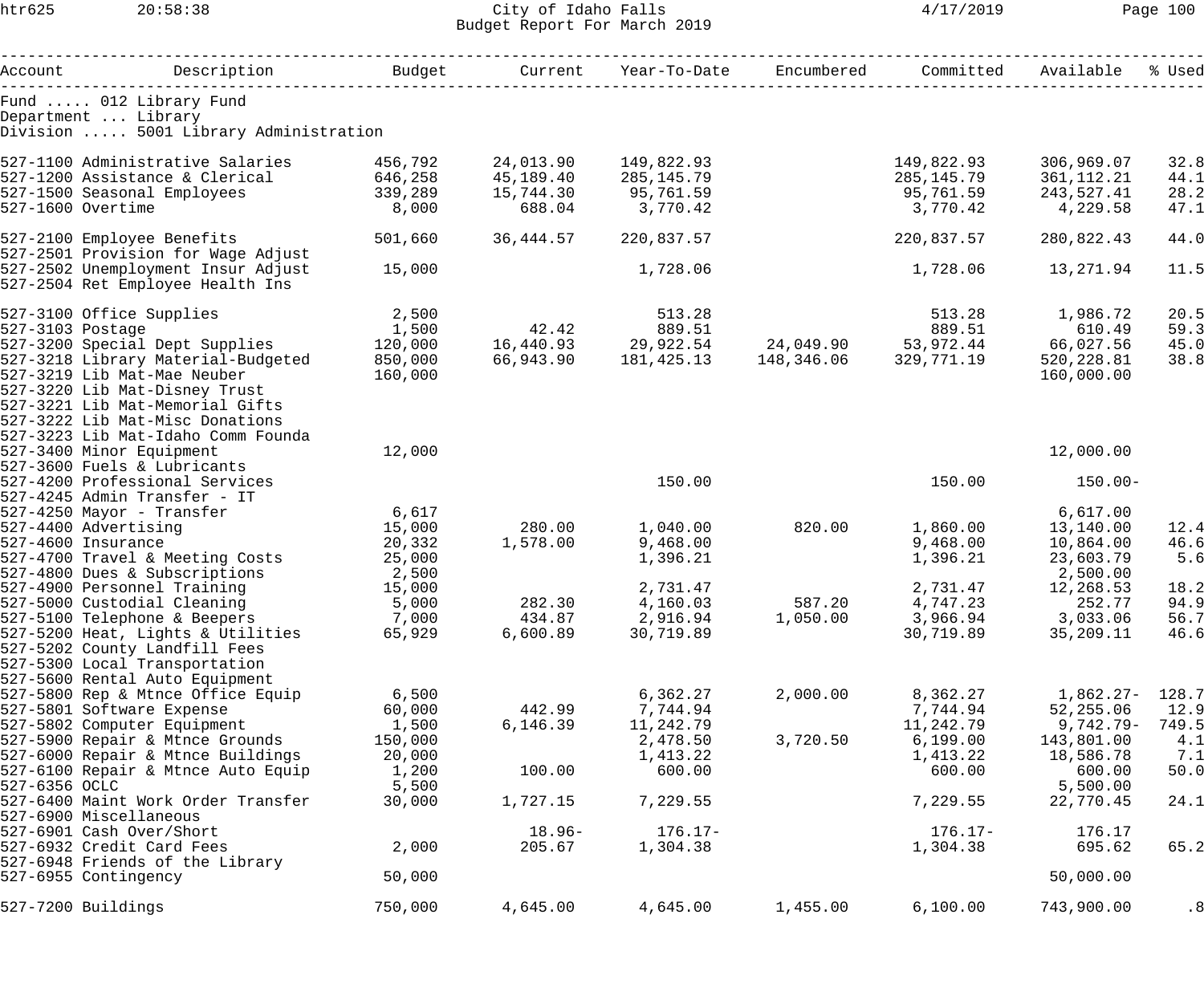# City of Idaho Falls
## Budget Report For March 2019

Fund ..... 012 Library Fund
Department ... Library
Division ..... 5001 Library Administration

| Account | Description | Budget | Current | Year-To-Date | Encumbered | Committed | Available | % Used |
|---|---|---|---|---|---|---|---|---|
| 527-1100 | Administrative Salaries | 456,792 | 24,013.90 | 149,822.93 | | 149,822.93 | 306,969.07 | 32.8 |
| 527-1200 | Assistance & Clerical | 646,258 | 45,189.40 | 285,145.79 | | 285,145.79 | 361,112.21 | 44.1 |
| 527-1500 | Seasonal Employees | 339,289 | 15,744.30 | 95,761.59 | | 95,761.59 | 243,527.41 | 28.2 |
| 527-1600 | Overtime | 8,000 | 688.04 | 3,770.42 | | 3,770.42 | 4,229.58 | 47.1 |
| 527-2100 | Employee Benefits | 501,660 | 36,444.57 | 220,837.57 | | 220,837.57 | 280,822.43 | 44.0 |
| 527-2501 | Provision for Wage Adjust | | | | | | | |
| 527-2502 | Unemployment Insur Adjust | 15,000 | | 1,728.06 | | 1,728.06 | 13,271.94 | 11.5 |
| 527-2504 | Ret Employee Health Ins | | | | | | | |
| 527-3100 | Office Supplies | 2,500 | | 513.28 | | 513.28 | 1,986.72 | 20.5 |
| 527-3103 | Postage | 1,500 | 42.42 | 889.51 | | 889.51 | 610.49 | 59.3 |
| 527-3200 | Special Dept Supplies | 120,000 | 16,440.93 | 29,922.54 | 24,049.90 | 53,972.44 | 66,027.56 | 45.0 |
| 527-3218 | Library Material-Budgeted | 850,000 | 66,943.90 | 181,425.13 | 148,346.06 | 329,771.19 | 520,228.81 | 38.8 |
| 527-3219 | Lib Mat-Mae Neuber | 160,000 | | | | | 160,000.00 | |
| 527-3220 | Lib Mat-Disney Trust | | | | | | | |
| 527-3221 | Lib Mat-Memorial Gifts | | | | | | | |
| 527-3222 | Lib Mat-Misc Donations | | | | | | | |
| 527-3223 | Lib Mat-Idaho Comm Founda | | | | | | | |
| 527-3400 | Minor Equipment | 12,000 | | | | | 12,000.00 | |
| 527-3600 | Fuels & Lubricants | | | | | | | |
| 527-4200 | Professional Services | | | 150.00 | | 150.00 | 150.00- | |
| 527-4245 | Admin Transfer - IT | | | | | | | |
| 527-4250 | Mayor - Transfer | 6,617 | | | | | 6,617.00 | |
| 527-4400 | Advertising | 15,000 | 280.00 | 1,040.00 | 820.00 | 1,860.00 | 13,140.00 | 12.4 |
| 527-4600 | Insurance | 20,332 | 1,578.00 | 9,468.00 | | 9,468.00 | 10,864.00 | 46.6 |
| 527-4700 | Travel & Meeting Costs | 25,000 | | 1,396.21 | | 1,396.21 | 23,603.79 | 5.6 |
| 527-4800 | Dues & Subscriptions | 2,500 | | | | | 2,500.00 | |
| 527-4900 | Personnel Training | 15,000 | | 2,731.47 | | 2,731.47 | 12,268.53 | 18.2 |
| 527-5000 | Custodial Cleaning | 5,000 | 282.30 | 4,160.03 | 587.20 | 4,747.23 | 252.77 | 94.9 |
| 527-5100 | Telephone & Beepers | 7,000 | 434.87 | 2,916.94 | 1,050.00 | 3,966.94 | 3,033.06 | 56.7 |
| 527-5200 | Heat, Lights & Utilities | 65,929 | 6,600.89 | 30,719.89 | | 30,719.89 | 35,209.11 | 46.6 |
| 527-5202 | County Landfill Fees | | | | | | | |
| 527-5300 | Local Transportation | | | | | | | |
| 527-5600 | Rental Auto Equipment | | | | | | | |
| 527-5800 | Rep & Mtnce Office Equip | 6,500 | | 6,362.27 | 2,000.00 | 8,362.27 | 1,862.27- | 128.7 |
| 527-5801 | Software Expense | 60,000 | 442.99 | 7,744.94 | | 7,744.94 | 52,255.06 | 12.9 |
| 527-5802 | Computer Equipment | 1,500 | 6,146.39 | 11,242.79 | | 11,242.79 | 9,742.79- | 749.5 |
| 527-5900 | Repair & Mtnce Grounds | 150,000 | | 2,478.50 | 3,720.50 | 6,199.00 | 143,801.00 | 4.1 |
| 527-6000 | Repair & Mtnce Buildings | 20,000 | | 1,413.22 | | 1,413.22 | 18,586.78 | 7.1 |
| 527-6100 | Repair & Mtnce Auto Equip | 1,200 | 100.00 | 600.00 | | 600.00 | 600.00 | 50.0 |
| 527-6356 | OCLC | 5,500 | | | | | 5,500.00 | |
| 527-6400 | Maint Work Order Transfer | 30,000 | 1,727.15 | 7,229.55 | | 7,229.55 | 22,770.45 | 24.1 |
| 527-6900 | Miscellaneous | | | | | | | |
| 527-6901 | Cash Over/Short | | 18.96- | 176.17- | | 176.17- | 176.17 | |
| 527-6932 | Credit Card Fees | 2,000 | 205.67 | 1,304.38 | | 1,304.38 | 695.62 | 65.2 |
| 527-6948 | Friends of the Library | | | | | | | |
| 527-6955 | Contingency | 50,000 | | | | | 50,000.00 | |
| 527-7200 | Buildings | 750,000 | 4,645.00 | 4,645.00 | 1,455.00 | 6,100.00 | 743,900.00 | .8 |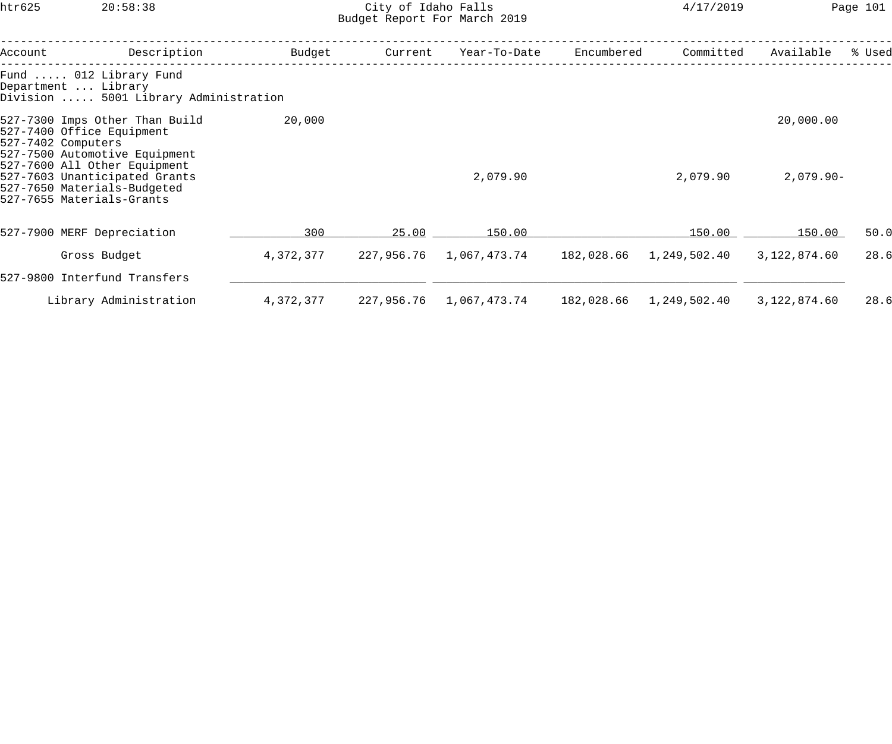City of Idaho Falls
Budget Report For March 2019

Fund ..... 012 Library Fund
Department ... Library
Division ..... 5001 Library Administration

| Account | Description | Budget | Current | Year-To-Date | Encumbered | Committed | Available | % Used |
|---|---|---|---|---|---|---|---|---|
| 527-7300 | Imps Other Than Build | 20,000 | | | | | 20,000.00 | |
| 527-7400 | Office Equipment | | | | | | | |
| 527-7402 | Computers | | | | | | | |
| 527-7500 | Automotive Equipment | | | | | | | |
| 527-7600 | All Other Equipment | | | | | | | |
| 527-7603 | Unanticipated Grants | | | 2,079.90 | | 2,079.90 | 2,079.90- | |
| 527-7650 | Materials-Budgeted | | | | | | | |
| 527-7655 | Materials-Grants | | | | | | | |
| 527-7900 | MERF Depreciation | 300 | 25.00 | 150.00 | | 150.00 | 150.00 | 50.0 |
| | Gross Budget | 4,372,377 | 227,956.76 | 1,067,473.74 | 182,028.66 | 1,249,502.40 | 3,122,874.60 | 28.6 |
| 527-9800 | Interfund Transfers | | | | | | | |
| | Library Administration | 4,372,377 | 227,956.76 | 1,067,473.74 | 182,028.66 | 1,249,502.40 | 3,122,874.60 | 28.6 |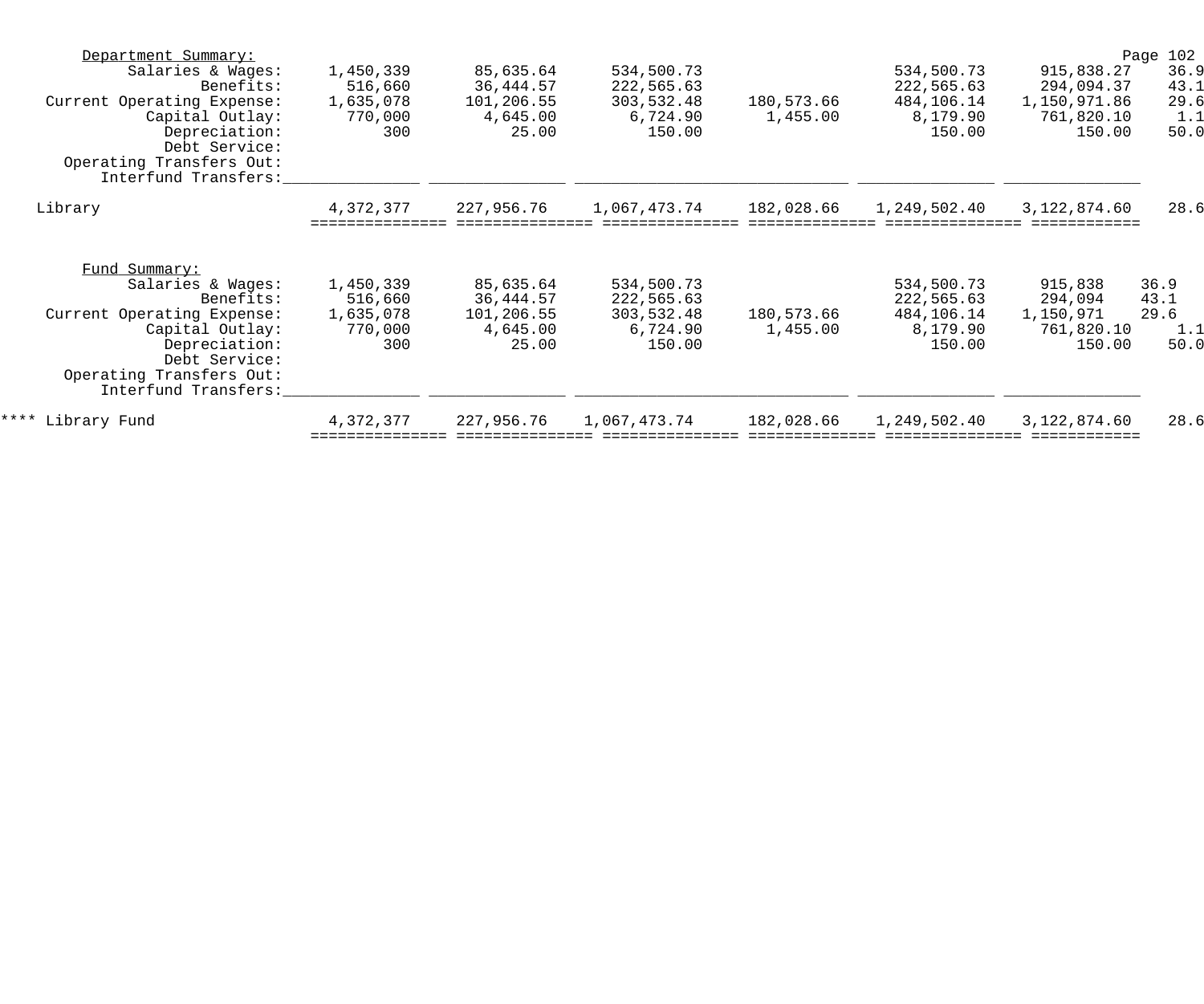| Department Summary: | | | | | | | |
|---|---|---|---|---|---|---|---|
| Salaries & Wages: | 1,450,339 | 85,635.64 | 534,500.73 | | 534,500.73 | 915,838.27 | 36.9 |
| Benefits: | 516,660 | 36,444.57 | 222,565.63 | | 222,565.63 | 294,094.37 | 43.1 |
| Current Operating Expense: | 1,635,078 | 101,206.55 | 303,532.48 | 180,573.66 | 484,106.14 | 1,150,971.86 | 29.6 |
| Capital Outlay: | 770,000 | 4,645.00 | 6,724.90 | 1,455.00 | 8,179.90 | 761,820.10 | 1.1 |
| Depreciation: | 300 | 25.00 | 150.00 | | 150.00 | 150.00 | 50.0 |
| Debt Service: | | | | | | | |
| Operating Transfers Out: | | | | | | | |
| Interfund Transfers: | | | | | | | |
| Library | 4,372,377 | 227,956.76 | 1,067,473.74 | 182,028.66 | 1,249,502.40 | 3,122,874.60 | 28.6 |

| Fund Summary: | | | | | | | |
|---|---|---|---|---|---|---|---|
| Salaries & Wages: | 1,450,339 | 85,635.64 | 534,500.73 | | 534,500.73 | 915,838 | 36.9 |
| Benefits: | 516,660 | 36,444.57 | 222,565.63 | | 222,565.63 | 294,094 | 43.1 |
| Current Operating Expense: | 1,635,078 | 101,206.55 | 303,532.48 | 180,573.66 | 484,106.14 | 1,150,971 | 29.6 |
| Capital Outlay: | 770,000 | 4,645.00 | 6,724.90 | 1,455.00 | 8,179.90 | 761,820.10 | 1.1 |
| Depreciation: | 300 | 25.00 | 150.00 | | 150.00 | 150.00 | 50.0 |
| Debt Service: | | | | | | | |
| Operating Transfers Out: | | | | | | | |
| Interfund Transfers: | | | | | | | |
| **** Library Fund | 4,372,377 | 227,956.76 | 1,067,473.74 | 182,028.66 | 1,249,502.40 | 3,122,874.60 | 28.6 |